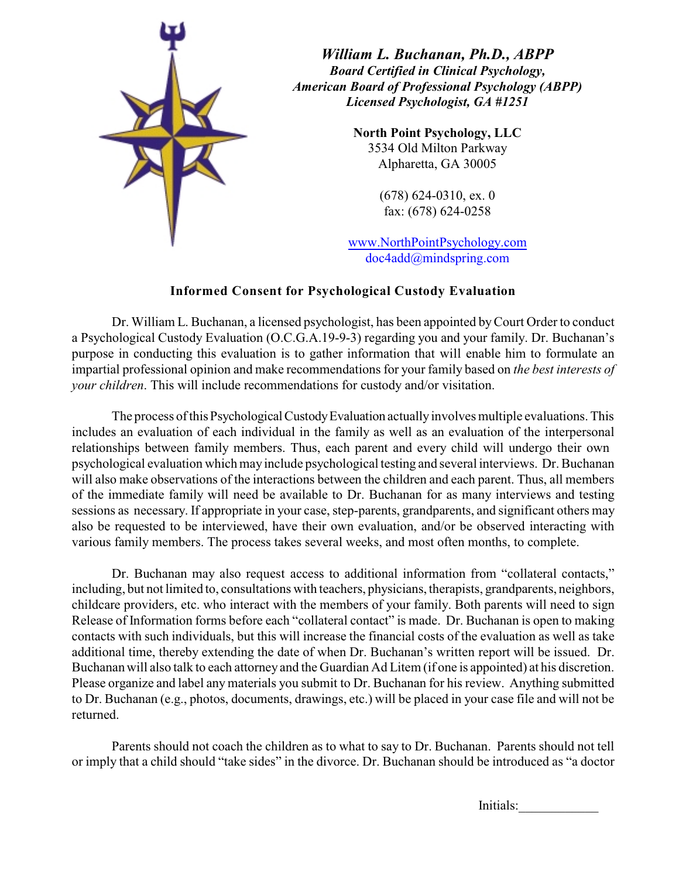***William L. Buchanan, Ph.D., ABPP***
***Board Certified in Clinical Psychology,***
***American Board of Professional Psychology (ABPP)***
***Licensed Psychologist, GA #1251***

**North Point Psychology, LLC**
3534 Old Milton Parkway
Alpharetta, GA 30005

(678) 624-0310, ex. 0
fax: (678) 624-0258

www.NorthPointPsychology.com
doc4add@mindspring.com

## Informed Consent for Psychological Custody Evaluation

Dr. William L. Buchanan, a licensed psychologist, has been appointed by Court Order to conduct a Psychological Custody Evaluation (O.C.G.A.19-9-3) regarding you and your family. Dr. Buchanan's purpose in conducting this evaluation is to gather information that will enable him to formulate an impartial professional opinion and make recommendations for your family based on *the best interests of your children*. This will include recommendations for custody and/or visitation.

The process of this Psychological Custody Evaluation actually involves multiple evaluations. This includes an evaluation of each individual in the family as well as an evaluation of the interpersonal relationships between family members. Thus, each parent and every child will undergo their own psychological evaluation which may include psychological testing and several interviews. Dr. Buchanan will also make observations of the interactions between the children and each parent. Thus, all members of the immediate family will need to be available to Dr. Buchanan for as many interviews and testing sessions as necessary. If appropriate in your case, step-parents, grandparents, and significant others may also be requested to be interviewed, have their own evaluation, and/or be observed interacting with various family members. The process takes several weeks, and most often months, to complete.

Dr. Buchanan may also request access to additional information from "collateral contacts," including, but not limited to, consultations with teachers, physicians, therapists, grandparents, neighbors, childcare providers, etc. who interact with the members of your family. Both parents will need to sign Release of Information forms before each "collateral contact" is made. Dr. Buchanan is open to making contacts with such individuals, but this will increase the financial costs of the evaluation as well as take additional time, thereby extending the date of when Dr. Buchanan's written report will be issued. Dr. Buchanan will also talk to each attorney and the Guardian Ad Litem (if one is appointed) at his discretion. Please organize and label any materials you submit to Dr. Buchanan for his review. Anything submitted to Dr. Buchanan (e.g., photos, documents, drawings, etc.) will be placed in your case file and will not be returned.

Parents should not coach the children as to what to say to Dr. Buchanan. Parents should not tell or imply that a child should "take sides" in the divorce. Dr. Buchanan should be introduced as "a doctor

Initials:____________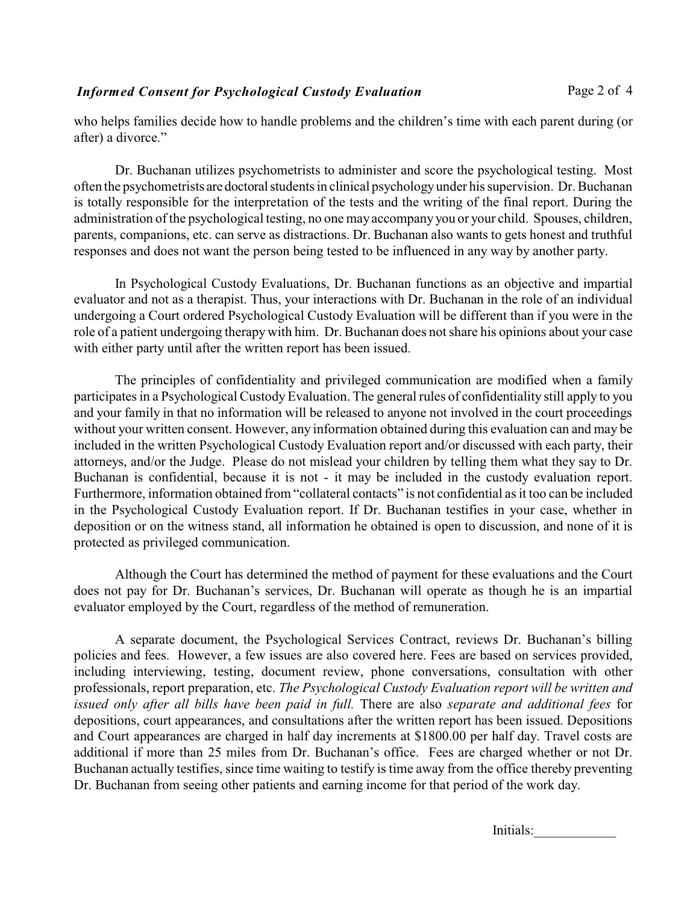who helps families decide how to handle problems and the children's time with each parent during (or after) a divorce."

Dr. Buchanan utilizes psychometrists to administer and score the psychological testing. Most often the psychometrists are doctoral students in clinical psychology under his supervision. Dr. Buchanan is totally responsible for the interpretation of the tests and the writing of the final report. During the administration of the psychological testing, no one may accompany you or your child. Spouses, children, parents, companions, etc. can serve as distractions. Dr. Buchanan also wants to gets honest and truthful responses and does not want the person being tested to be influenced in any way by another party.

In Psychological Custody Evaluations, Dr. Buchanan functions as an objective and impartial evaluator and not as a therapist. Thus, your interactions with Dr. Buchanan in the role of an individual undergoing a Court ordered Psychological Custody Evaluation will be different than if you were in the role of a patient undergoing therapy with him. Dr. Buchanan does not share his opinions about your case with either party until after the written report has been issued.

The principles of confidentiality and privileged communication are modified when a family participates in a Psychological Custody Evaluation. The general rules of confidentiality still apply to you and your family in that no information will be released to anyone not involved in the court proceedings without your written consent. However, any information obtained during this evaluation can and may be included in the written Psychological Custody Evaluation report and/or discussed with each party, their attorneys, and/or the Judge. Please do not mislead your children by telling them what they say to Dr. Buchanan is confidential, because it is not - it may be included in the custody evaluation report. Furthermore, information obtained from "collateral contacts" is not confidential as it too can be included in the Psychological Custody Evaluation report. If Dr. Buchanan testifies in your case, whether in deposition or on the witness stand, all information he obtained is open to discussion, and none of it is protected as privileged communication.

Although the Court has determined the method of payment for these evaluations and the Court does not pay for Dr. Buchanan's services, Dr. Buchanan will operate as though he is an impartial evaluator employed by the Court, regardless of the method of remuneration.

A separate document, the Psychological Services Contract, reviews Dr. Buchanan's billing policies and fees. However, a few issues are also covered here. Fees are based on services provided, including interviewing, testing, document review, phone conversations, consultation with other professionals, report preparation, etc. *The Psychological Custody Evaluation report will be written and issued only after all bills have been paid in full.* There are also *separate and additional fees* for depositions, court appearances, and consultations after the written report has been issued. Depositions and Court appearances are charged in half day increments at $1800.00 per half day. Travel costs are additional if more than 25 miles from Dr. Buchanan's office. Fees are charged whether or not Dr. Buchanan actually testifies, since time waiting to testify is time away from the office thereby preventing Dr. Buchanan from seeing other patients and earning income for that period of the work day.

Initials:____________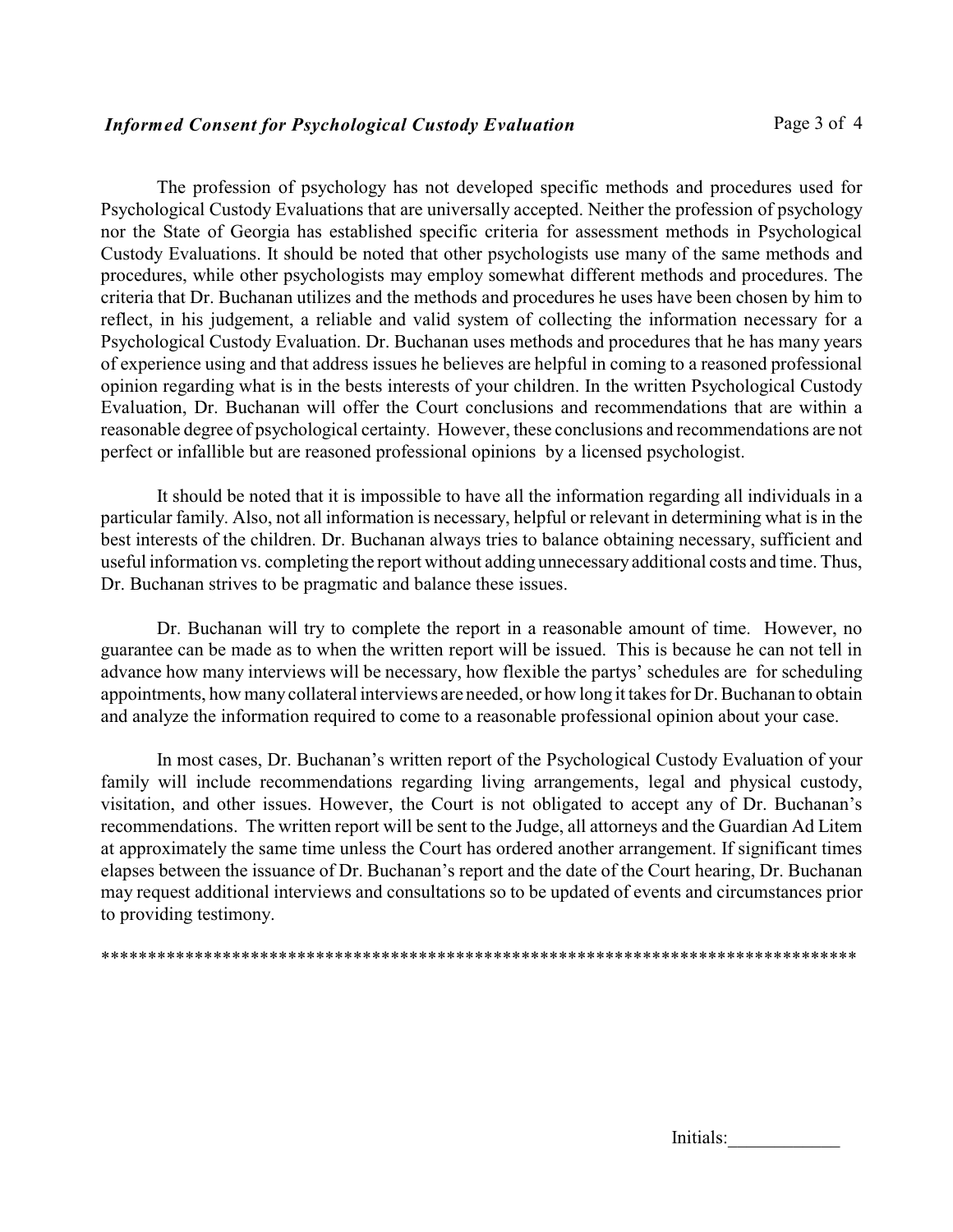The profession of psychology has not developed specific methods and procedures used for Psychological Custody Evaluations that are universally accepted. Neither the profession of psychology nor the State of Georgia has established specific criteria for assessment methods in Psychological Custody Evaluations. It should be noted that other psychologists use many of the same methods and procedures, while other psychologists may employ somewhat different methods and procedures. The criteria that Dr. Buchanan utilizes and the methods and procedures he uses have been chosen by him to reflect, in his judgement, a reliable and valid system of collecting the information necessary for a Psychological Custody Evaluation. Dr. Buchanan uses methods and procedures that he has many years of experience using and that address issues he believes are helpful in coming to a reasoned professional opinion regarding what is in the bests interests of your children. In the written Psychological Custody Evaluation, Dr. Buchanan will offer the Court conclusions and recommendations that are within a reasonable degree of psychological certainty. However, these conclusions and recommendations are not perfect or infallible but are reasoned professional opinions by a licensed psychologist.

It should be noted that it is impossible to have all the information regarding all individuals in a particular family. Also, not all information is necessary, helpful or relevant in determining what is in the best interests of the children. Dr. Buchanan always tries to balance obtaining necessary, sufficient and useful information vs. completing the report without adding unnecessary additional costs and time. Thus, Dr. Buchanan strives to be pragmatic and balance these issues.

Dr. Buchanan will try to complete the report in a reasonable amount of time. However, no guarantee can be made as to when the written report will be issued. This is because he can not tell in advance how many interviews will be necessary, how flexible the partys' schedules are for scheduling appointments, how many collateral interviews are needed, or how long it takes for Dr. Buchanan to obtain and analyze the information required to come to a reasonable professional opinion about your case.

In most cases, Dr. Buchanan's written report of the Psychological Custody Evaluation of your family will include recommendations regarding living arrangements, legal and physical custody, visitation, and other issues. However, the Court is not obligated to accept any of Dr. Buchanan's recommendations. The written report will be sent to the Judge, all attorneys and the Guardian Ad Litem at approximately the same time unless the Court has ordered another arrangement. If significant times elapses between the issuance of Dr. Buchanan's report and the date of the Court hearing, Dr. Buchanan may request additional interviews and consultations so to be updated of events and circumstances prior to providing testimony.

***********************************************************************************

Initials:____________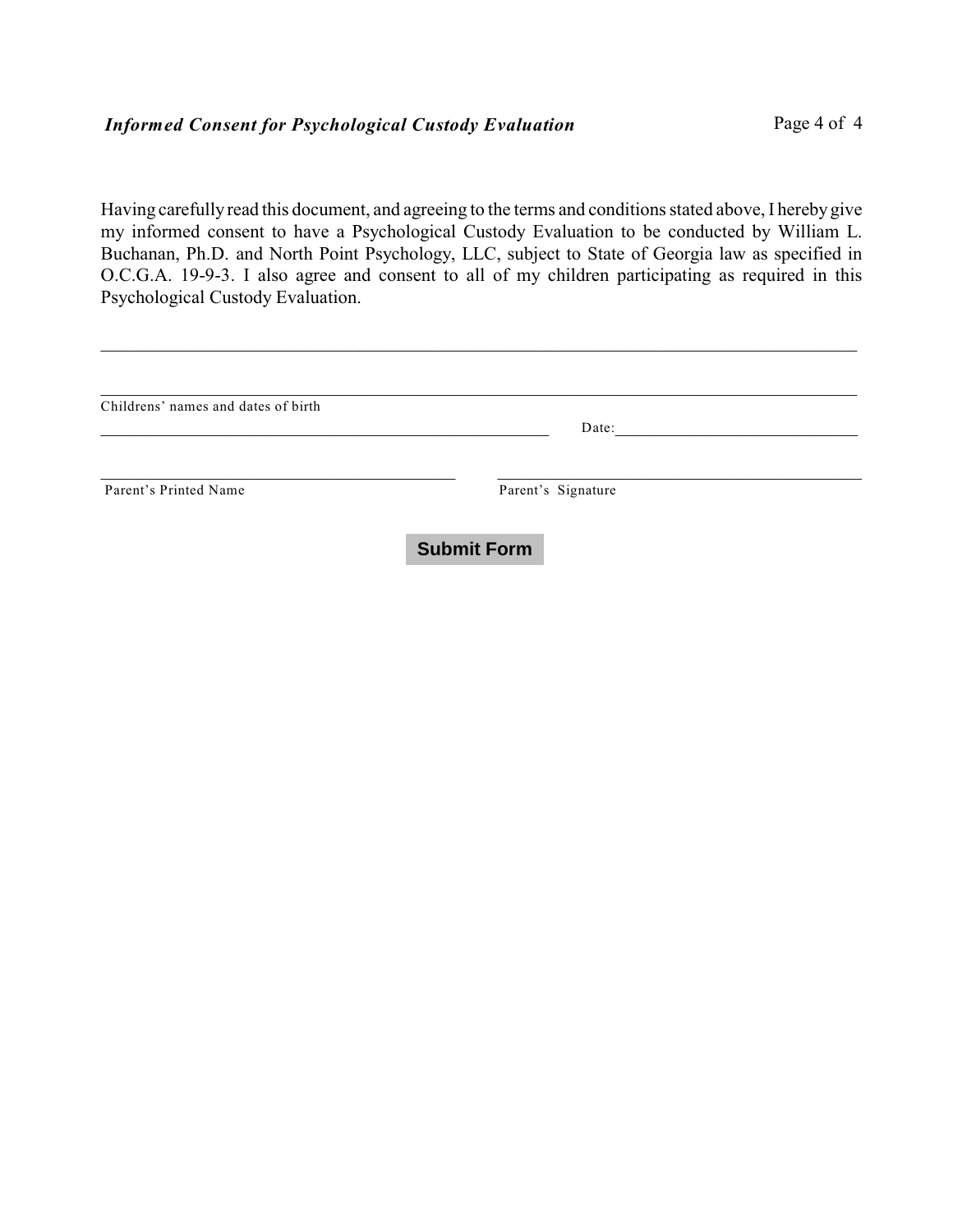Having carefully read this document, and agreeing to the terms and conditions stated above, I hereby give my informed consent to have a Psychological Custody Evaluation to be conducted by William L. Buchanan, Ph.D. and North Point Psychology, LLC, subject to State of Georgia law as specified in O.C.G.A. 19-9-3. I also agree and consent to all of my children participating as required in this Psychological Custody Evaluation.

\_\_\_\_\_\_\_\_\_\_\_\_\_\_\_\_\_\_\_\_\_\_\_\_\_\_\_\_\_\_\_\_\_\_\_\_\_\_\_\_\_\_\_\_\_\_\_\_\_\_\_\_\_\_\_\_\_\_\_\_\_\_\_\_\_\_\_\_\_\_\_\_

\_\_\_\_\_\_\_\_\_\_\_\_\_\_\_\_\_\_\_\_\_\_\_\_\_\_\_\_\_\_\_\_\_\_\_\_\_\_\_\_\_\_\_\_\_\_\_\_\_\_\_\_\_\_\_\_\_\_\_\_\_\_\_\_\_\_\_\_\_\_\_\_

Childrens' names and dates of birth

\_\_\_\_\_\_\_\_\_\_\_\_\_\_\_\_\_\_\_\_\_\_\_\_\_\_\_\_\_\_\_\_\_\_\_\_\_\_\_\_\_\_\_\_ Date:\_\_\_\_\_\_\_\_\_\_\_\_\_\_\_\_\_\_\_\_\_\_\_\_\_\_

\_\_\_\_\_\_\_\_\_\_\_\_\_\_\_\_\_\_\_\_\_\_\_\_\_\_\_\_\_\_\_\_\_\_\_\_ \_\_\_\_\_\_\_\_\_\_\_\_\_\_\_\_\_\_\_\_\_\_\_\_\_\_\_\_\_\_\_\_\_\_\_\_

Parent's Printed Name Parent's Signature

**Submit Form**